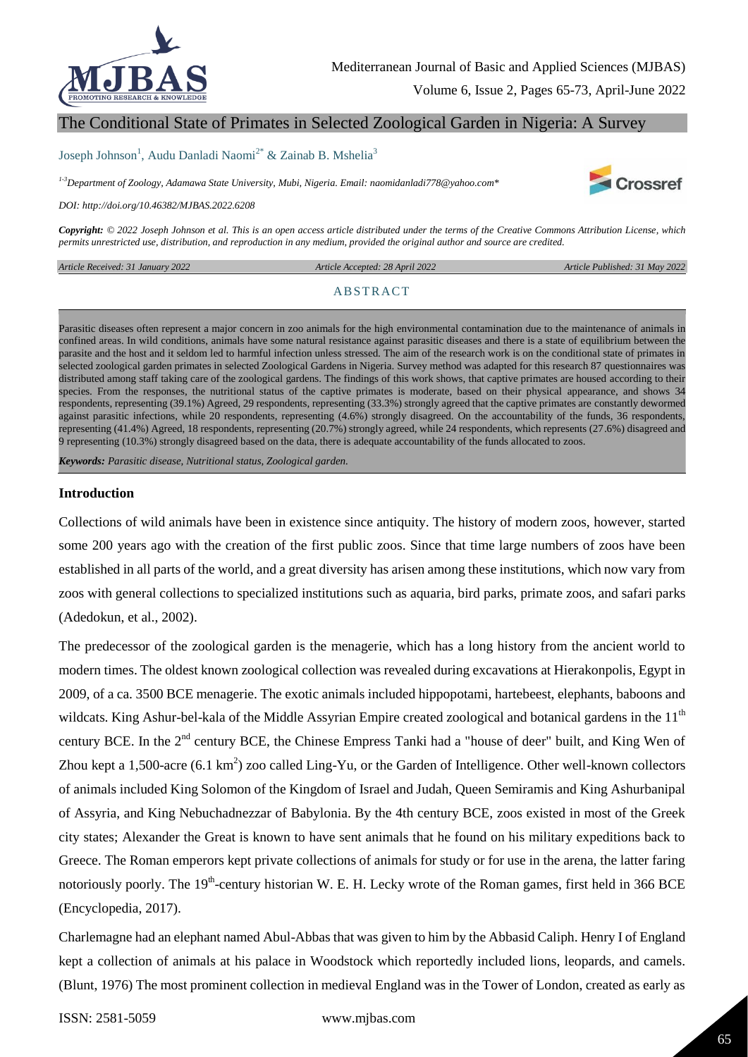# The Conditional State of Primates in Selected Zoological Garden in Nigeria: A Survey

Joseph Johnson[1], Audu Danladi Naomi[2*] & Zainab B. Mshelia[3]

[1-3]Department of Zoology, Adamawa State University, Mubi, Nigeria. Email: naomidanladi778@yahoo.com*

*DOI: http://doi.org/10.46382/MJBAS.2022.6208*

***Copyright:*** *© 2022 Joseph Johnson et al. This is an open access article distributed under the terms of the Creative Commons Attribution License, which permits unrestricted use, distribution, and reproduction in any medium, provided the original author and source are credited.*

*Article Received: 31 January 2022* | *Article Accepted: 28 April 2022* | *Article Published: 31 May 2022*

## ABSTRACT

Parasitic diseases often represent a major concern in zoo animals for the high environmental contamination due to the maintenance of animals in confined areas. In wild conditions, animals have some natural resistance against parasitic diseases and there is a state of equilibrium between the parasite and the host and it seldom led to harmful infection unless stressed. The aim of the research work is on the conditional state of primates in selected zoological garden primates in selected Zoological Gardens in Nigeria. Survey method was adapted for this research 87 questionnaires was distributed among staff taking care of the zoological gardens. The findings of this work shows, that captive primates are housed according to their species. From the responses, the nutritional status of the captive primates is moderate, based on their physical appearance, and shows 34 respondents, representing (39.1%) Agreed, 29 respondents, representing (33.3%) strongly agreed that the captive primates are constantly dewormed against parasitic infections, while 20 respondents, representing (4.6%) strongly disagreed. On the accountability of the funds, 36 respondents, representing (41.4%) Agreed, 18 respondents, representing (20.7%) strongly agreed, while 24 respondents, which represents (27.6%) disagreed and 9 representing (10.3%) strongly disagreed based on the data, there is adequate accountability of the funds allocated to zoos.

***Keywords:*** *Parasitic disease, Nutritional status, Zoological garden.*

## Introduction

Collections of wild animals have been in existence since antiquity. The history of modern zoos, however, started some 200 years ago with the creation of the first public zoos. Since that time large numbers of zoos have been established in all parts of the world, and a great diversity has arisen among these institutions, which now vary from zoos with general collections to specialized institutions such as aquaria, bird parks, primate zoos, and safari parks (Adedokun, et al., 2002).

The predecessor of the zoological garden is the menagerie, which has a long history from the ancient world to modern times. The oldest known zoological collection was revealed during excavations at Hierakonpolis, Egypt in 2009, of a ca. 3500 BCE menagerie. The exotic animals included hippopotami, hartebeest, elephants, baboons and wildcats. King Ashur-bel-kala of the Middle Assyrian Empire created zoological and botanical gardens in the 11th century BCE. In the 2nd century BCE, the Chinese Empress Tanki had a "house of deer" built, and King Wen of Zhou kept a 1,500-acre (6.1 km$^2$) zoo called Ling-Yu, or the Garden of Intelligence. Other well-known collectors of animals included King Solomon of the Kingdom of Israel and Judah, Queen Semiramis and King Ashurbanipal of Assyria, and King Nebuchadnezzar of Babylonia. By the 4th century BCE, zoos existed in most of the Greek city states; Alexander the Great is known to have sent animals that he found on his military expeditions back to Greece. The Roman emperors kept private collections of animals for study or for use in the arena, the latter faring notoriously poorly. The 19th-century historian W. E. H. Lecky wrote of the Roman games, first held in 366 BCE (Encyclopedia, 2017).

Charlemagne had an elephant named Abul-Abbas that was given to him by the Abbasid Caliph. Henry I of England kept a collection of animals at his palace in Woodstock which reportedly included lions, leopards, and camels. (Blunt, 1976) The most prominent collection in medieval England was in the Tower of London, created as early as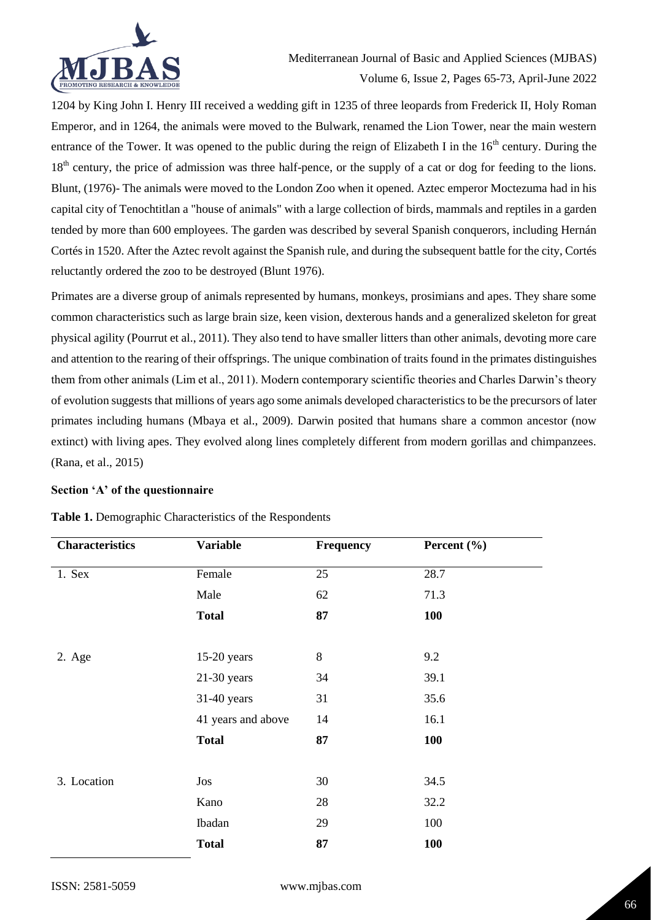1204 by King John I. Henry III received a wedding gift in 1235 of three leopards from Frederick II, Holy Roman Emperor, and in 1264, the animals were moved to the Bulwark, renamed the Lion Tower, near the main western entrance of the Tower. It was opened to the public during the reign of Elizabeth I in the 16th century. During the 18th century, the price of admission was three half-pence, or the supply of a cat or dog for feeding to the lions. Blunt, (1976)- The animals were moved to the London Zoo when it opened. Aztec emperor Moctezuma had in his capital city of Tenochtitlan a "house of animals" with a large collection of birds, mammals and reptiles in a garden tended by more than 600 employees. The garden was described by several Spanish conquerors, including Hernán Cortés in 1520. After the Aztec revolt against the Spanish rule, and during the subsequent battle for the city, Cortés reluctantly ordered the zoo to be destroyed (Blunt 1976).

Primates are a diverse group of animals represented by humans, monkeys, prosimians and apes. They share some common characteristics such as large brain size, keen vision, dexterous hands and a generalized skeleton for great physical agility (Pourrut et al., 2011). They also tend to have smaller litters than other animals, devoting more care and attention to the rearing of their offsprings. The unique combination of traits found in the primates distinguishes them from other animals (Lim et al., 2011). Modern contemporary scientific theories and Charles Darwin's theory of evolution suggests that millions of years ago some animals developed characteristics to be the precursors of later primates including humans (Mbaya et al., 2009). Darwin posited that humans share a common ancestor (now extinct) with living apes. They evolved along lines completely different from modern gorillas and chimpanzees. (Rana, et al., 2015)

**Section 'A' of the questionnaire**

**Table 1.** Demographic Characteristics of the Respondents

| Characteristics | Variable | Frequency | Percent (%) |
|---|---|---|---|
| 1. Sex | Female | 25 | 28.7 |
| | Male | 62 | 71.3 |
| | **Total** | **87** | **100** |
| 2. Age | 15-20 years | 8 | 9.2 |
| | 21-30 years | 34 | 39.1 |
| | 31-40 years | 31 | 35.6 |
| | 41 years and above | 14 | 16.1 |
| | **Total** | **87** | **100** |
| 3. Location | Jos | 30 | 34.5 |
| | Kano | 28 | 32.2 |
| | Ibadan | 29 | 100 |
| | **Total** | **87** | **100** |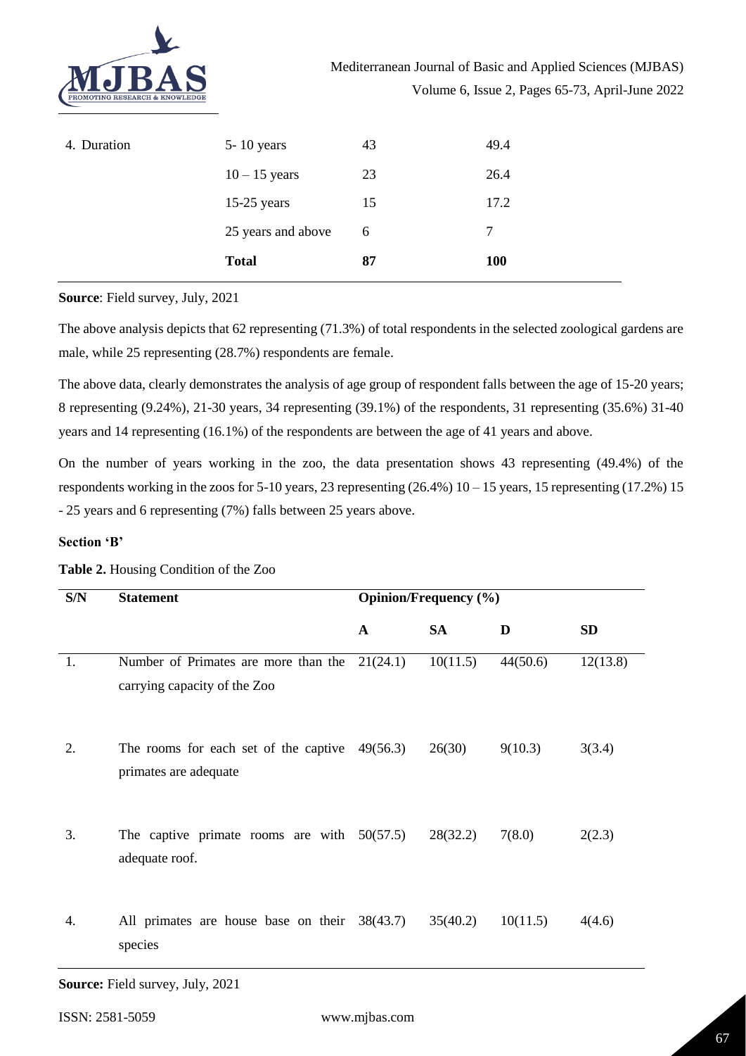| 4. Duration | 5- 10 years | 43 | 49.4 |
|---|---|---|---|
| | 10 – 15 years | 23 | 26.4 |
| | 15-25 years | 15 | 17.2 |
| | 25 years and above | 6 | 7 |
| | **Total** | **87** | **100** |

**Source**: Field survey, July, 2021

The above analysis depicts that 62 representing (71.3%) of total respondents in the selected zoological gardens are male, while 25 representing (28.7%) respondents are female.

The above data, clearly demonstrates the analysis of age group of respondent falls between the age of 15-20 years; 8 representing (9.24%), 21-30 years, 34 representing (39.1%) of the respondents, 31 representing (35.6%) 31-40 years and 14 representing (16.1%) of the respondents are between the age of 41 years and above.

On the number of years working in the zoo, the data presentation shows 43 representing (49.4%) of the respondents working in the zoos for 5-10 years, 23 representing (26.4%) 10 – 15 years, 15 representing (17.2%) 15 - 25 years and 6 representing (7%) falls between 25 years above.

**Section 'B'**

**Table 2.** Housing Condition of the Zoo

| S/N | Statement | Opinion/Frequency (%) | | | |
|---|---|---|---|---|---|
| | | **A** | **SA** | **D** | **SD** |
| 1. | Number of Primates are more than the carrying capacity of the Zoo | 21(24.1) | 10(11.5) | 44(50.6) | 12(13.8) |
| 2. | The rooms for each set of the captive primates are adequate | 49(56.3) | 26(30) | 9(10.3) | 3(3.4) |
| 3. | The captive primate rooms are with adequate roof. | 50(57.5) | 28(32.2) | 7(8.0) | 2(2.3) |
| 4. | All primates are house base on their species | 38(43.7) | 35(40.2) | 10(11.5) | 4(4.6) |

**Source:** Field survey, July, 2021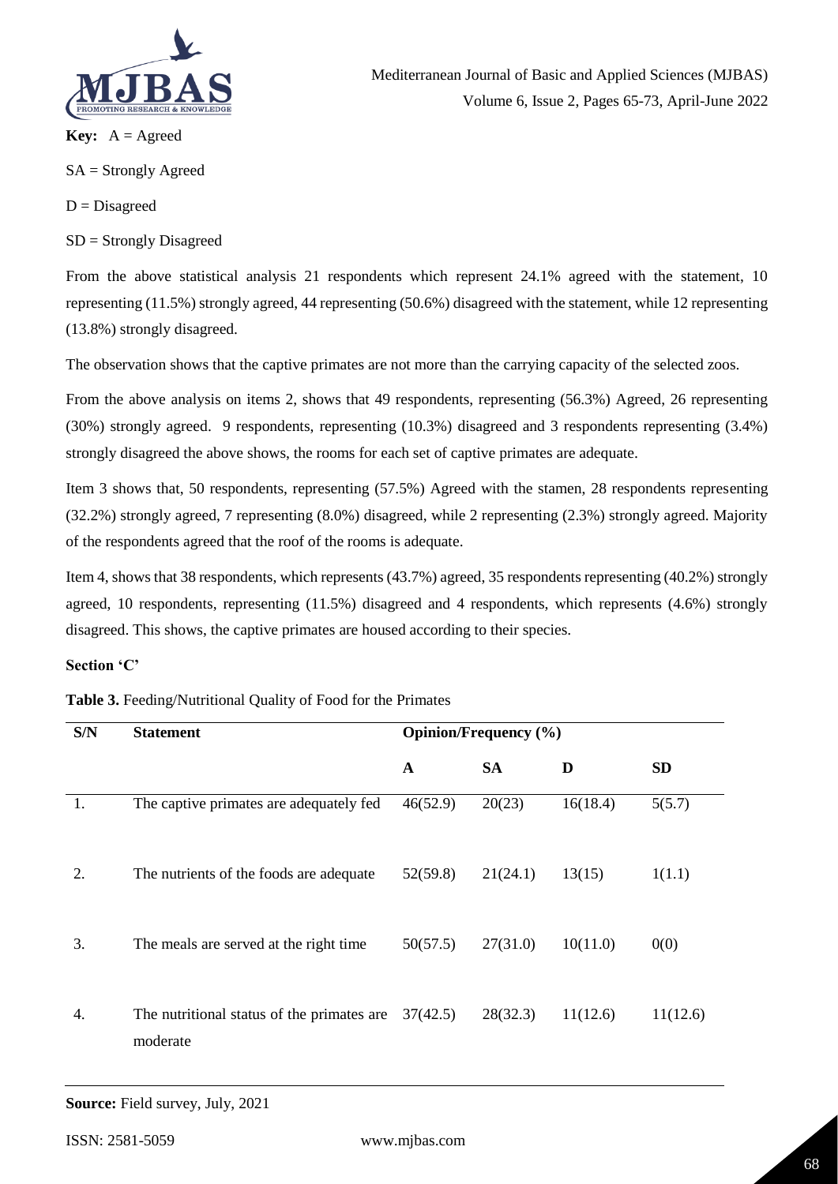**Key:** A = Agreed

SA = Strongly Agreed

D = Disagreed

SD = Strongly Disagreed

From the above statistical analysis 21 respondents which represent 24.1% agreed with the statement, 10 representing (11.5%) strongly agreed, 44 representing (50.6%) disagreed with the statement, while 12 representing (13.8%) strongly disagreed.

The observation shows that the captive primates are not more than the carrying capacity of the selected zoos.

From the above analysis on items 2, shows that 49 respondents, representing (56.3%) Agreed, 26 representing (30%) strongly agreed. 9 respondents, representing (10.3%) disagreed and 3 respondents representing (3.4%) strongly disagreed the above shows, the rooms for each set of captive primates are adequate.

Item 3 shows that, 50 respondents, representing (57.5%) Agreed with the stamen, 28 respondents representing (32.2%) strongly agreed, 7 representing (8.0%) disagreed, while 2 representing (2.3%) strongly agreed. Majority of the respondents agreed that the roof of the rooms is adequate.

Item 4, shows that 38 respondents, which represents (43.7%) agreed, 35 respondents representing (40.2%) strongly agreed, 10 respondents, representing (11.5%) disagreed and 4 respondents, which represents (4.6%) strongly disagreed. This shows, the captive primates are housed according to their species.

**Section 'C'**

**Table 3.** Feeding/Nutritional Quality of Food for the Primates

| S/N | Statement | Opinion/Frequency (%) | | | |
|---|---|---|---|---|---|
| | | **A** | **SA** | **D** | **SD** |
| 1. | The captive primates are adequately fed | 46(52.9) | 20(23) | 16(18.4) | 5(5.7) |
| 2. | The nutrients of the foods are adequate | 52(59.8) | 21(24.1) | 13(15) | 1(1.1) |
| 3. | The meals are served at the right time | 50(57.5) | 27(31.0) | 10(11.0) | 0(0) |
| 4. | The nutritional status of the primates are moderate | 37(42.5) | 28(32.3) | 11(12.6) | 11(12.6) |

**Source:** Field survey, July, 2021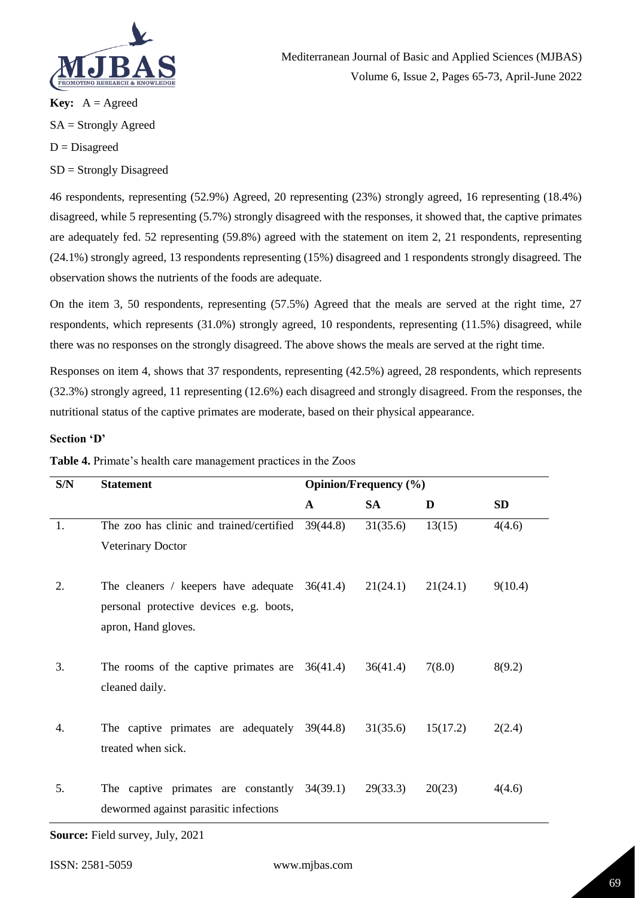**Key:** A = Agreed

SA = Strongly Agreed

D = Disagreed

SD = Strongly Disagreed

46 respondents, representing (52.9%) Agreed, 20 representing (23%) strongly agreed, 16 representing (18.4%) disagreed, while 5 representing (5.7%) strongly disagreed with the responses, it showed that, the captive primates are adequately fed. 52 representing (59.8%) agreed with the statement on item 2, 21 respondents, representing (24.1%) strongly agreed, 13 respondents representing (15%) disagreed and 1 respondents strongly disagreed. The observation shows the nutrients of the foods are adequate.

On the item 3, 50 respondents, representing (57.5%) Agreed that the meals are served at the right time, 27 respondents, which represents (31.0%) strongly agreed, 10 respondents, representing (11.5%) disagreed, while there was no responses on the strongly disagreed. The above shows the meals are served at the right time.

Responses on item 4, shows that 37 respondents, representing (42.5%) agreed, 28 respondents, which represents (32.3%) strongly agreed, 11 representing (12.6%) each disagreed and strongly disagreed. From the responses, the nutritional status of the captive primates are moderate, based on their physical appearance.

**Section 'D'**

**Table 4.** Primate's health care management practices in the Zoos

| S/N | Statement | Opinion/Frequency (%) | | | |
|---|---|---|---|---|---|
| | | A | SA | D | SD |
| 1. | The zoo has clinic and trained/certified Veterinary Doctor | 39(44.8) | 31(35.6) | 13(15) | 4(4.6) |
| 2. | The cleaners / keepers have adequate personal protective devices e.g. boots, apron, Hand gloves. | 36(41.4) | 21(24.1) | 21(24.1) | 9(10.4) |
| 3. | The rooms of the captive primates are cleaned daily. | 36(41.4) | 36(41.4) | 7(8.0) | 8(9.2) |
| 4. | The captive primates are adequately treated when sick. | 39(44.8) | 31(35.6) | 15(17.2) | 2(2.4) |
| 5. | The captive primates are constantly dewormed against parasitic infections | 34(39.1) | 29(33.3) | 20(23) | 4(4.6) |

**Source:** Field survey, July, 2021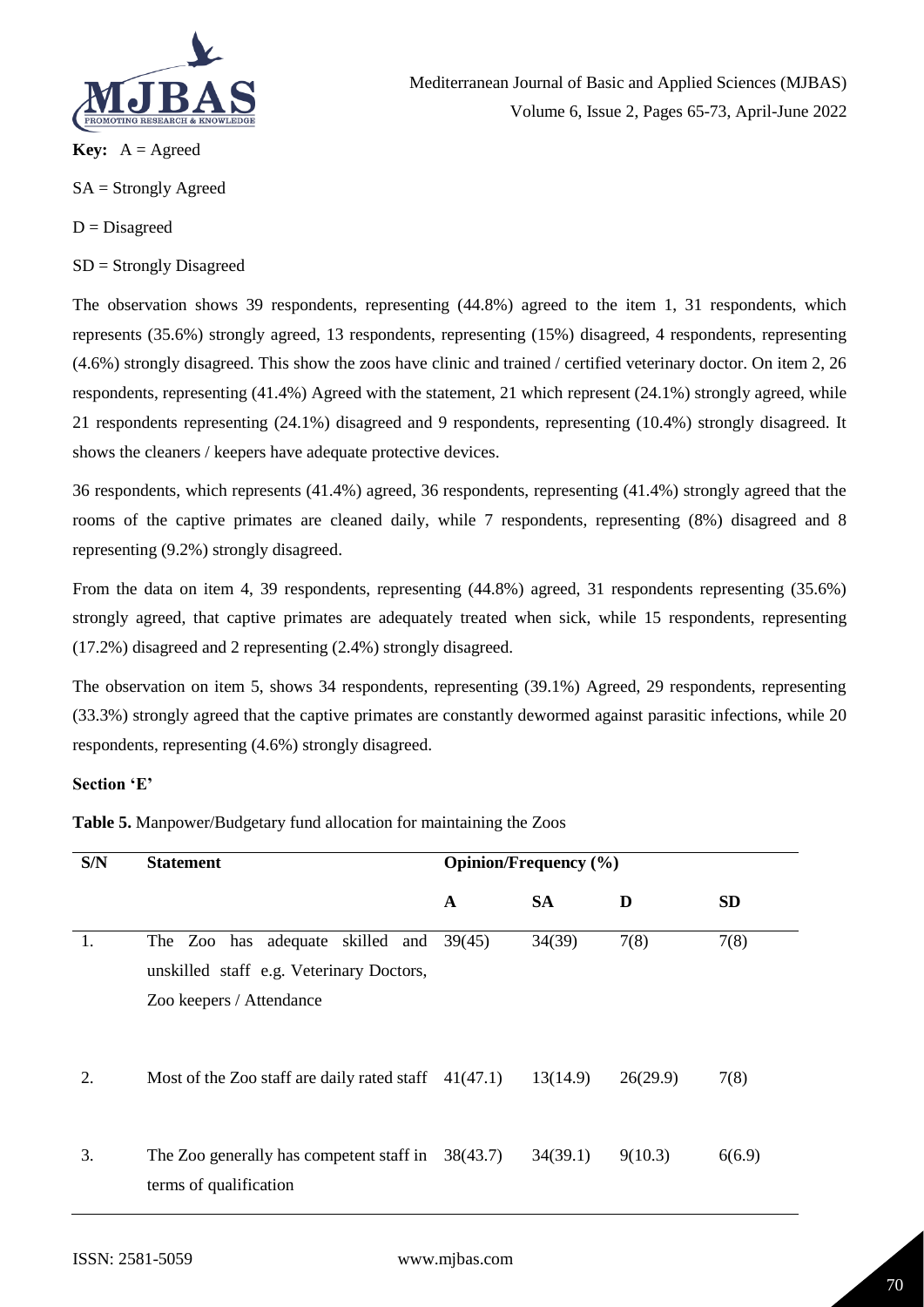**Key:** A = Agreed

SA = Strongly Agreed

D = Disagreed

SD = Strongly Disagreed

The observation shows 39 respondents, representing (44.8%) agreed to the item 1, 31 respondents, which represents (35.6%) strongly agreed, 13 respondents, representing (15%) disagreed, 4 respondents, representing (4.6%) strongly disagreed. This show the zoos have clinic and trained / certified veterinary doctor. On item 2, 26 respondents, representing (41.4%) Agreed with the statement, 21 which represent (24.1%) strongly agreed, while 21 respondents representing (24.1%) disagreed and 9 respondents, representing (10.4%) strongly disagreed. It shows the cleaners / keepers have adequate protective devices.

36 respondents, which represents (41.4%) agreed, 36 respondents, representing (41.4%) strongly agreed that the rooms of the captive primates are cleaned daily, while 7 respondents, representing (8%) disagreed and 8 representing (9.2%) strongly disagreed.

From the data on item 4, 39 respondents, representing (44.8%) agreed, 31 respondents representing (35.6%) strongly agreed, that captive primates are adequately treated when sick, while 15 respondents, representing (17.2%) disagreed and 2 representing (2.4%) strongly disagreed.

The observation on item 5, shows 34 respondents, representing (39.1%) Agreed, 29 respondents, representing (33.3%) strongly agreed that the captive primates are constantly dewormed against parasitic infections, while 20 respondents, representing (4.6%) strongly disagreed.

**Section 'E'**

**Table 5.** Manpower/Budgetary fund allocation for maintaining the Zoos

| S/N | Statement | Opinion/Frequency (%) | | | |
|---|---|---|---|---|---|
| | | **A** | **SA** | **D** | **SD** |
| 1. | The Zoo has adequate skilled and unskilled staff e.g. Veterinary Doctors, Zoo keepers / Attendance | 39(45) | 34(39) | 7(8) | 7(8) |
| 2. | Most of the Zoo staff are daily rated staff | 41(47.1) | 13(14.9) | 26(29.9) | 7(8) |
| 3. | The Zoo generally has competent staff in terms of qualification | 38(43.7) | 34(39.1) | 9(10.3) | 6(6.9) |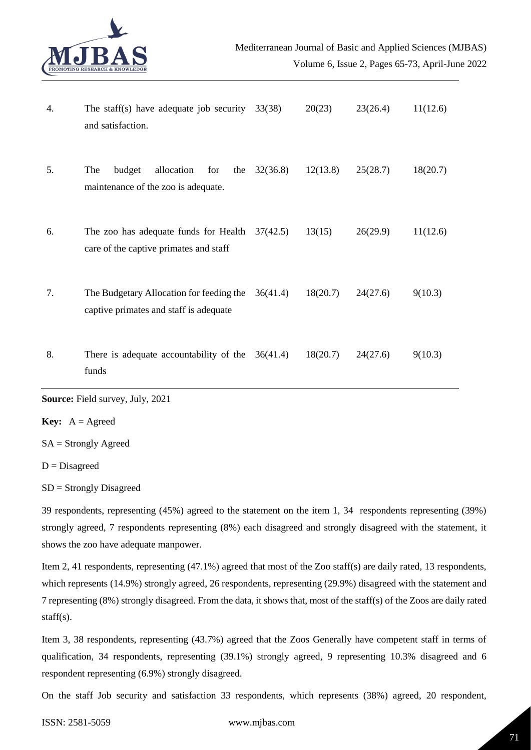| | | | | | |
|---|---|---|---|---|---|
| 4. | The staff(s) have adequate job security and satisfaction. | 33(38) | 20(23) | 23(26.4) | 11(12.6) |
| 5. | The budget allocation for the maintenance of the zoo is adequate. | 32(36.8) | 12(13.8) | 25(28.7) | 18(20.7) |
| 6. | The zoo has adequate funds for Health care of the captive primates and staff | 37(42.5) | 13(15) | 26(29.9) | 11(12.6) |
| 7. | The Budgetary Allocation for feeding the captive primates and staff is adequate | 36(41.4) | 18(20.7) | 24(27.6) | 9(10.3) |
| 8. | There is adequate accountability of the funds | 36(41.4) | 18(20.7) | 24(27.6) | 9(10.3) |

**Source:** Field survey, July, 2021

**Key:** A = Agreed

SA = Strongly Agreed

D = Disagreed

SD = Strongly Disagreed

39 respondents, representing (45%) agreed to the statement on the item 1, 34 respondents representing (39%) strongly agreed, 7 respondents representing (8%) each disagreed and strongly disagreed with the statement, it shows the zoo have adequate manpower.

Item 2, 41 respondents, representing (47.1%) agreed that most of the Zoo staff(s) are daily rated, 13 respondents, which represents (14.9%) strongly agreed, 26 respondents, representing (29.9%) disagreed with the statement and 7 representing (8%) strongly disagreed. From the data, it shows that, most of the staff(s) of the Zoos are daily rated staff(s).

Item 3, 38 respondents, representing (43.7%) agreed that the Zoos Generally have competent staff in terms of qualification, 34 respondents, representing (39.1%) strongly agreed, 9 representing 10.3% disagreed and 6 respondent representing (6.9%) strongly disagreed.

On the staff Job security and satisfaction 33 respondents, which represents (38%) agreed, 20 respondent,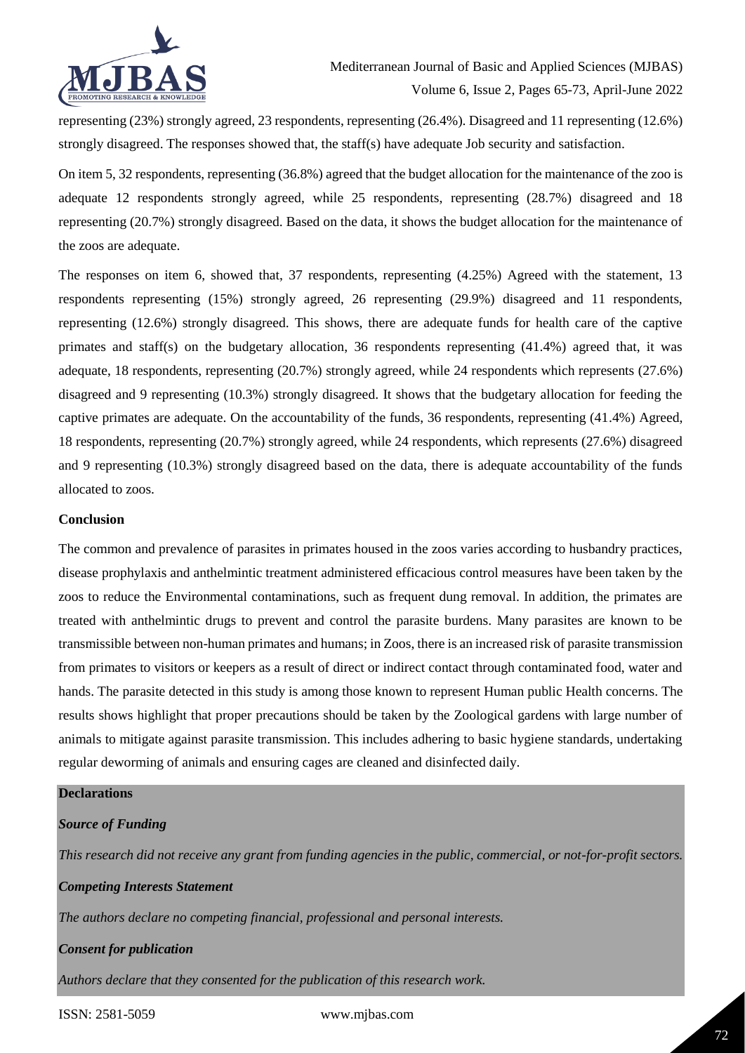representing (23%) strongly agreed, 23 respondents, representing (26.4%). Disagreed and 11 representing (12.6%) strongly disagreed. The responses showed that, the staff(s) have adequate Job security and satisfaction.

On item 5, 32 respondents, representing (36.8%) agreed that the budget allocation for the maintenance of the zoo is adequate 12 respondents strongly agreed, while 25 respondents, representing (28.7%) disagreed and 18 representing (20.7%) strongly disagreed. Based on the data, it shows the budget allocation for the maintenance of the zoos are adequate.

The responses on item 6, showed that, 37 respondents, representing (4.25%) Agreed with the statement, 13 respondents representing (15%) strongly agreed, 26 representing (29.9%) disagreed and 11 respondents, representing (12.6%) strongly disagreed. This shows, there are adequate funds for health care of the captive primates and staff(s) on the budgetary allocation, 36 respondents representing (41.4%) agreed that, it was adequate, 18 respondents, representing (20.7%) strongly agreed, while 24 respondents which represents (27.6%) disagreed and 9 representing (10.3%) strongly disagreed. It shows that the budgetary allocation for feeding the captive primates are adequate. On the accountability of the funds, 36 respondents, representing (41.4%) Agreed, 18 respondents, representing (20.7%) strongly agreed, while 24 respondents, which represents (27.6%) disagreed and 9 representing (10.3%) strongly disagreed based on the data, there is adequate accountability of the funds allocated to zoos.

**Conclusion**

The common and prevalence of parasites in primates housed in the zoos varies according to husbandry practices, disease prophylaxis and anthelmintic treatment administered efficacious control measures have been taken by the zoos to reduce the Environmental contaminations, such as frequent dung removal. In addition, the primates are treated with anthelmintic drugs to prevent and control the parasite burdens. Many parasites are known to be transmissible between non-human primates and humans; in Zoos, there is an increased risk of parasite transmission from primates to visitors or keepers as a result of direct or indirect contact through contaminated food, water and hands. The parasite detected in this study is among those known to represent Human public Health concerns. The results shows highlight that proper precautions should be taken by the Zoological gardens with large number of animals to mitigate against parasite transmission. This includes adhering to basic hygiene standards, undertaking regular deworming of animals and ensuring cages are cleaned and disinfected daily.

**Declarations**

***Source of Funding***

*This research did not receive any grant from funding agencies in the public, commercial, or not-for-profit sectors.*

***Competing Interests Statement***

*The authors declare no competing financial, professional and personal interests.*

***Consent for publication***

*Authors declare that they consented for the publication of this research work.*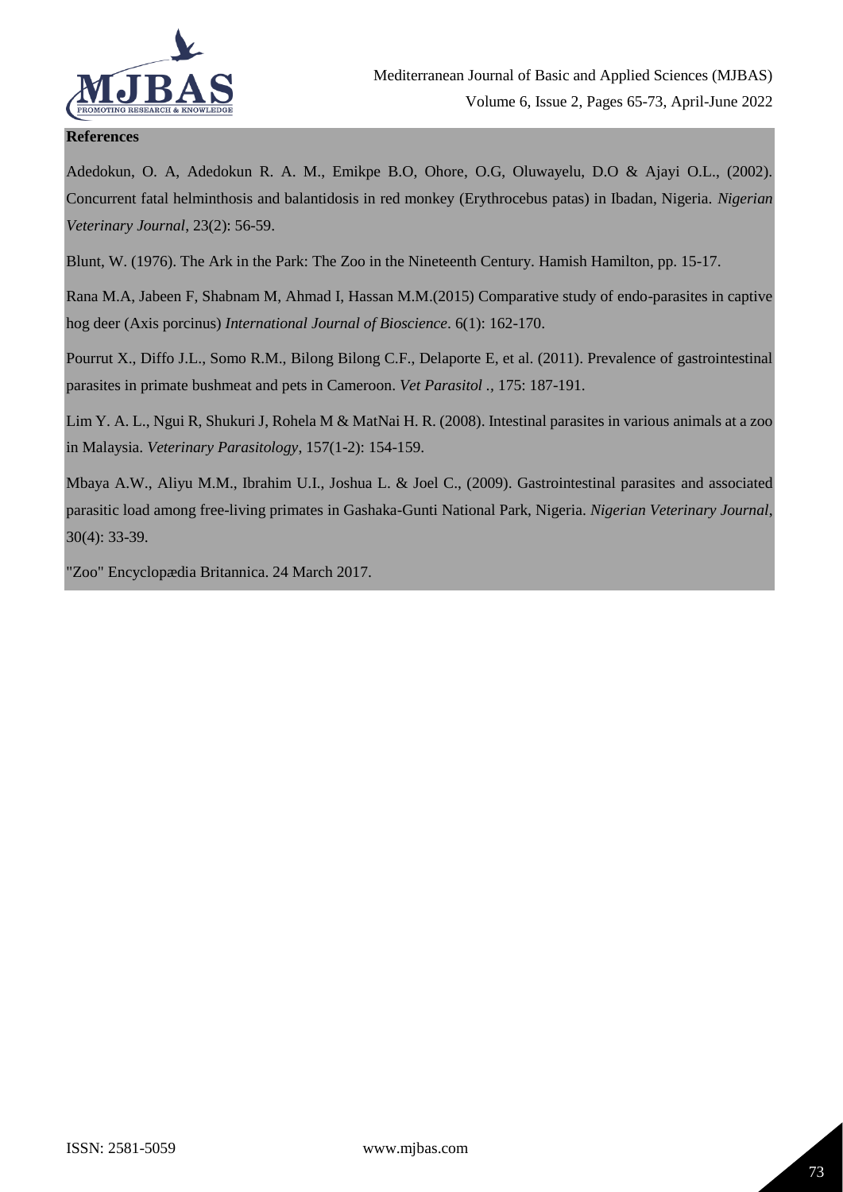## References

Adedokun, O. A, Adedokun R. A. M., Emikpe B.O, Ohore, O.G, Oluwayelu, D.O & Ajayi O.L., (2002). Concurrent fatal helminthosis and balantidosis in red monkey (Erythrocebus patas) in Ibadan, Nigeria. *Nigerian Veterinary Journal*, 23(2): 56-59.

Blunt, W. (1976). The Ark in the Park: The Zoo in the Nineteenth Century. Hamish Hamilton, pp. 15-17.

Rana M.A, Jabeen F, Shabnam M, Ahmad I, Hassan M.M.(2015) Comparative study of endo-parasites in captive hog deer (Axis porcinus) *International Journal of Bioscience*. 6(1): 162-170.

Pourrut X., Diffo J.L., Somo R.M., Bilong Bilong C.F., Delaporte E, et al. (2011). Prevalence of gastrointestinal parasites in primate bushmeat and pets in Cameroon. *Vet Parasitol* ., 175: 187-191.

Lim Y. A. L., Ngui R, Shukuri J, Rohela M & MatNai H. R. (2008). Intestinal parasites in various animals at a zoo in Malaysia. *Veterinary Parasitology*, 157(1-2): 154-159.

Mbaya A.W., Aliyu M.M., Ibrahim U.I., Joshua L. & Joel C., (2009). Gastrointestinal parasites and associated parasitic load among free-living primates in Gashaka-Gunti National Park, Nigeria. *Nigerian Veterinary Journal*, 30(4): 33-39.

"Zoo" Encyclopædia Britannica. 24 March 2017.